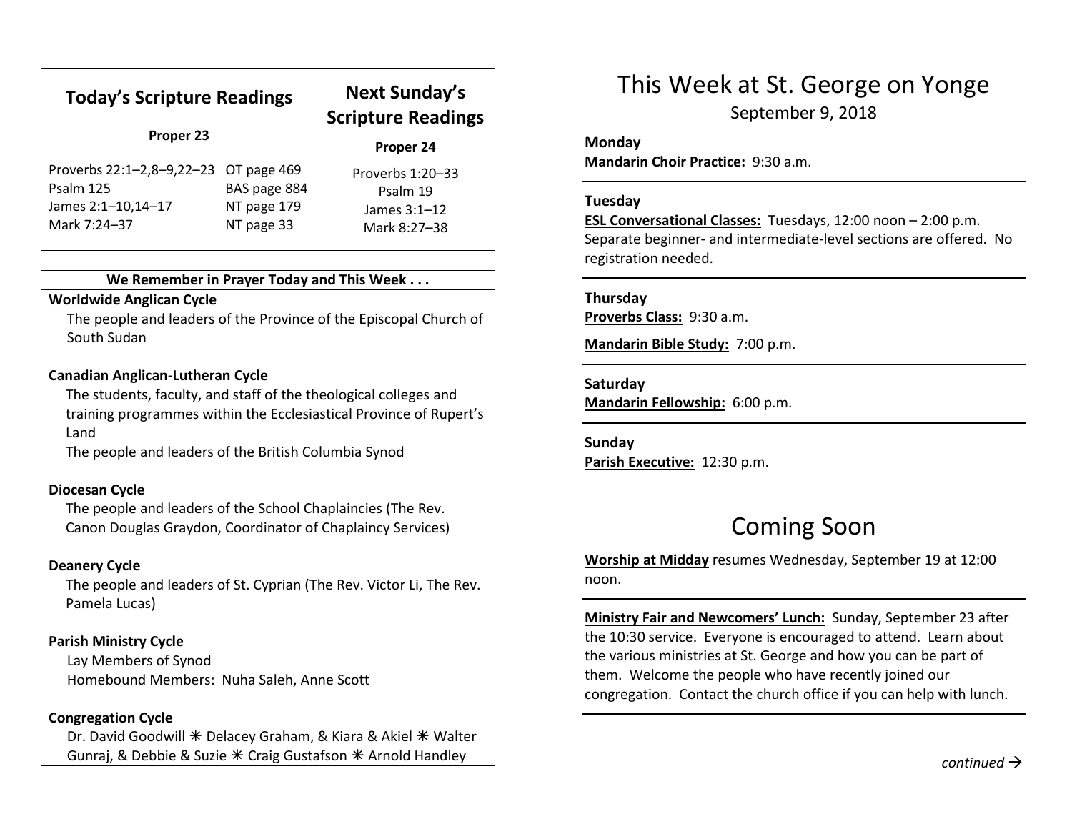## Today's Scripture Readings

**Proper 23**

| Reading | Page |
| --- | --- |
| Proverbs 22:1–2,8–9,22–23 | OT page 469 |
| Psalm 125 | BAS page 884 |
| James 2:1–10,14–17 | NT page 179 |
| Mark 7:24–37 | NT page 33 |

## Next Sunday's Scripture Readings

**Proper 24**

Proverbs 1:20–33
Psalm 19
James 3:1–12
Mark 8:27–38

### We Remember in Prayer Today and This Week . . .

**Worldwide Anglican Cycle**
The people and leaders of the Province of the Episcopal Church of South Sudan

**Canadian Anglican-Lutheran Cycle**
The students, faculty, and staff of the theological colleges and training programmes within the Ecclesiastical Province of Rupert's Land
The people and leaders of the British Columbia Synod

**Diocesan Cycle**
The people and leaders of the School Chaplaincies (The Rev. Canon Douglas Graydon, Coordinator of Chaplaincy Services)

**Deanery Cycle**
The people and leaders of St. Cyprian (The Rev. Victor Li, The Rev. Pamela Lucas)

**Parish Ministry Cycle**
Lay Members of Synod
Homebound Members: Nuha Saleh, Anne Scott

**Congregation Cycle**
Dr. David Goodwill ✳ Delacey Graham, & Kiara & Akiel ✳ Walter Gunraj, & Debbie & Suzie ✳ Craig Gustafson ✳ Arnold Handley

# This Week at St. George on Yonge

September 9, 2018

**Monday**
**Mandarin Choir Practice:** 9:30 a.m.

**Tuesday**
**ESL Conversational Classes:** Tuesdays, 12:00 noon – 2:00 p.m. Separate beginner- and intermediate-level sections are offered. No registration needed.

**Thursday**
**Proverbs Class:** 9:30 a.m.

**Mandarin Bible Study:** 7:00 p.m.

**Saturday**
**Mandarin Fellowship:** 6:00 p.m.

**Sunday**
**Parish Executive:** 12:30 p.m.

# Coming Soon

**Worship at Midday** resumes Wednesday, September 19 at 12:00 noon.

**Ministry Fair and Newcomers' Lunch:** Sunday, September 23 after the 10:30 service. Everyone is encouraged to attend. Learn about the various ministries at St. George and how you can be part of them. Welcome the people who have recently joined our congregation. Contact the church office if you can help with lunch.

*continued* →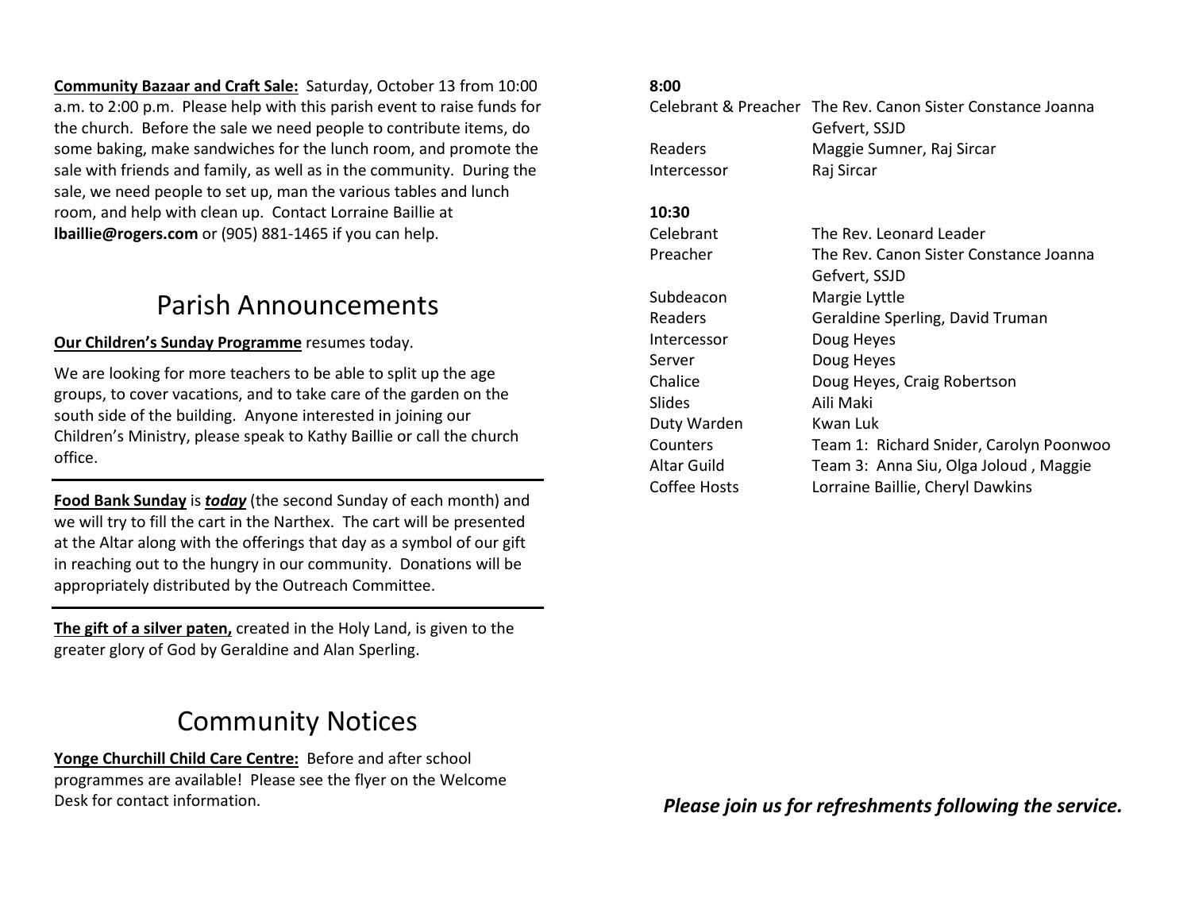**Community Bazaar and Craft Sale:** Saturday, October 13 from 10:00 a.m. to 2:00 p.m. Please help with this parish event to raise funds for the church. Before the sale we need people to contribute items, do some baking, make sandwiches for the lunch room, and promote the sale with friends and family, as well as in the community. During the sale, we need people to set up, man the various tables and lunch room, and help with clean up. Contact Lorraine Baillie at **lbaillie@rogers.com** or (905) 881-1465 if you can help.

# Parish Announcements

**Our Children's Sunday Programme** resumes today.

We are looking for more teachers to be able to split up the age groups, to cover vacations, and to take care of the garden on the south side of the building. Anyone interested in joining our Children's Ministry, please speak to Kathy Baillie or call the church office.

---

**Food Bank Sunday** is ***today*** (the second Sunday of each month) and we will try to fill the cart in the Narthex. The cart will be presented at the Altar along with the offerings that day as a symbol of our gift in reaching out to the hungry in our community. Donations will be appropriately distributed by the Outreach Committee.

---

**The gift of a silver paten,** created in the Holy Land, is given to the greater glory of God by Geraldine and Alan Sperling.

# Community Notices

**Yonge Churchill Child Care Centre:** Before and after school programmes are available! Please see the flyer on the Welcome Desk for contact information.

**8:00**

| | |
|---|---|
| Celebrant & Preacher | The Rev. Canon Sister Constance Joanna Gefvert, SSJD |
| Readers | Maggie Sumner, Raj Sircar |
| Intercessor | Raj Sircar |

**10:30**

| | |
|---|---|
| Celebrant | The Rev. Leonard Leader |
| Preacher | The Rev. Canon Sister Constance Joanna Gefvert, SSJD |
| Subdeacon | Margie Lyttle |
| Readers | Geraldine Sperling, David Truman |
| Intercessor | Doug Heyes |
| Server | Doug Heyes |
| Chalice | Doug Heyes, Craig Robertson |
| Slides | Aili Maki |
| Duty Warden | Kwan Luk |
| Counters | Team 1: Richard Snider, Carolyn Poonwoo |
| Altar Guild | Team 3: Anna Siu, Olga Joloud , Maggie |
| Coffee Hosts | Lorraine Baillie, Cheryl Dawkins |

***Please join us for refreshments following the service.***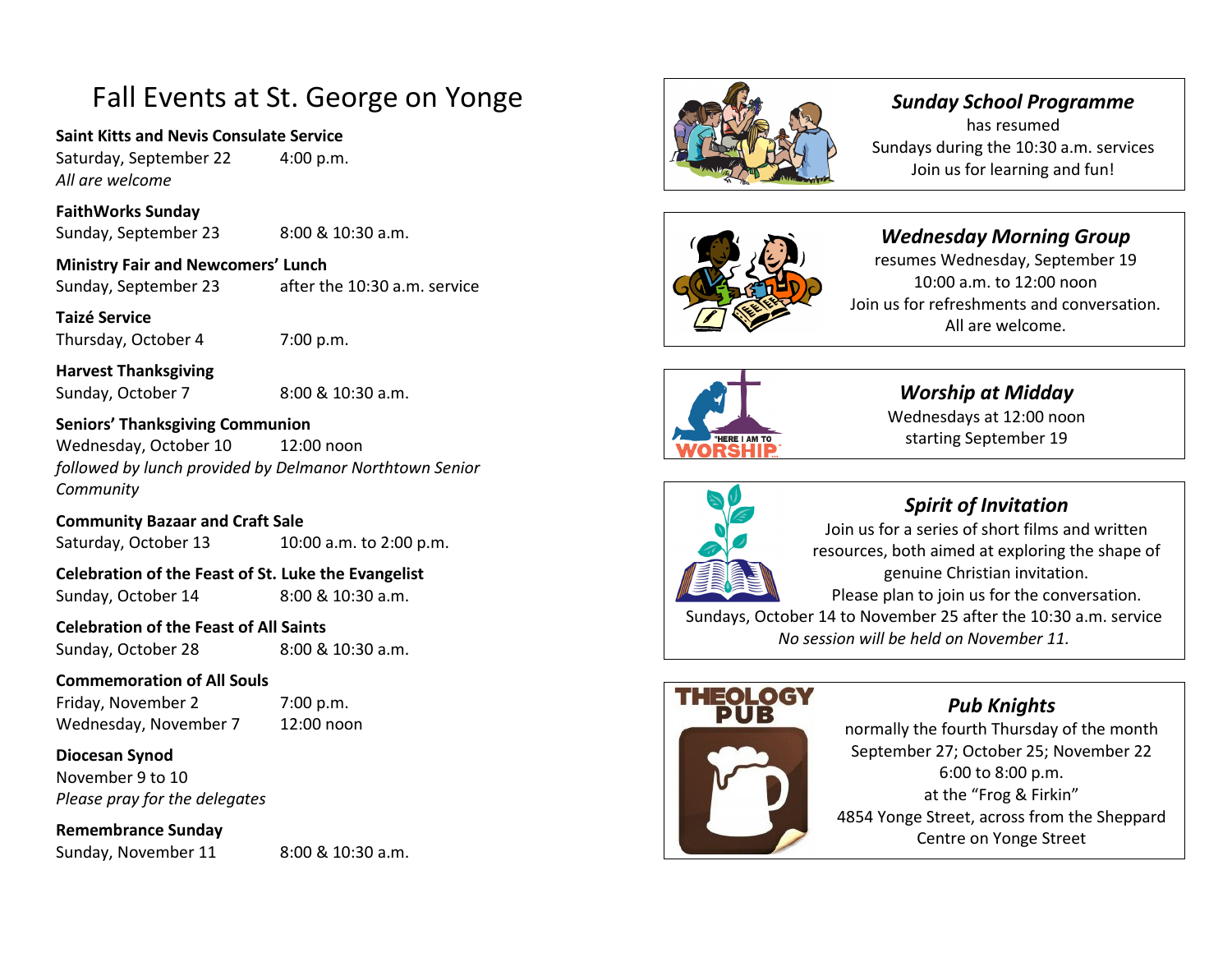# Fall Events at St. George on Yonge

**Saint Kitts and Nevis Consulate Service**
Saturday, September 22 4:00 p.m.
*All are welcome*

**FaithWorks Sunday**
Sunday, September 23 8:00 & 10:30 a.m.

**Ministry Fair and Newcomers' Lunch**
Sunday, September 23 after the 10:30 a.m. service

**Taizé Service**
Thursday, October 4 7:00 p.m.

**Harvest Thanksgiving**
Sunday, October 7 8:00 & 10:30 a.m.

**Seniors' Thanksgiving Communion**
Wednesday, October 10 12:00 noon
*followed by lunch provided by Delmanor Northtown Senior Community*

**Community Bazaar and Craft Sale**
Saturday, October 13 10:00 a.m. to 2:00 p.m.

**Celebration of the Feast of St. Luke the Evangelist**
Sunday, October 14 8:00 & 10:30 a.m.

**Celebration of the Feast of All Saints**
Sunday, October 28 8:00 & 10:30 a.m.

**Commemoration of All Souls**
Friday, November 2 7:00 p.m.
Wednesday, November 7 12:00 noon

**Diocesan Synod**
November 9 to 10
*Please pray for the delegates*

**Remembrance Sunday**
Sunday, November 11 8:00 & 10:30 a.m.

## *Sunday School Programme*

has resumed
Sundays during the 10:30 a.m. services
Join us for learning and fun!

## *Wednesday Morning Group*

resumes Wednesday, September 19
10:00 a.m. to 12:00 noon
Join us for refreshments and conversation.
All are welcome.

## *Worship at Midday*

Wednesdays at 12:00 noon
starting September 19

## *Spirit of Invitation*

Join us for a series of short films and written resources, both aimed at exploring the shape of genuine Christian invitation.
Please plan to join us for the conversation.
Sundays, October 14 to November 25 after the 10:30 a.m. service
*No session will be held on November 11.*

## *Pub Knights*

normally the fourth Thursday of the month
September 27; October 25; November 22
6:00 to 8:00 p.m.
at the "Frog & Firkin"
4854 Yonge Street, across from the Sheppard Centre on Yonge Street